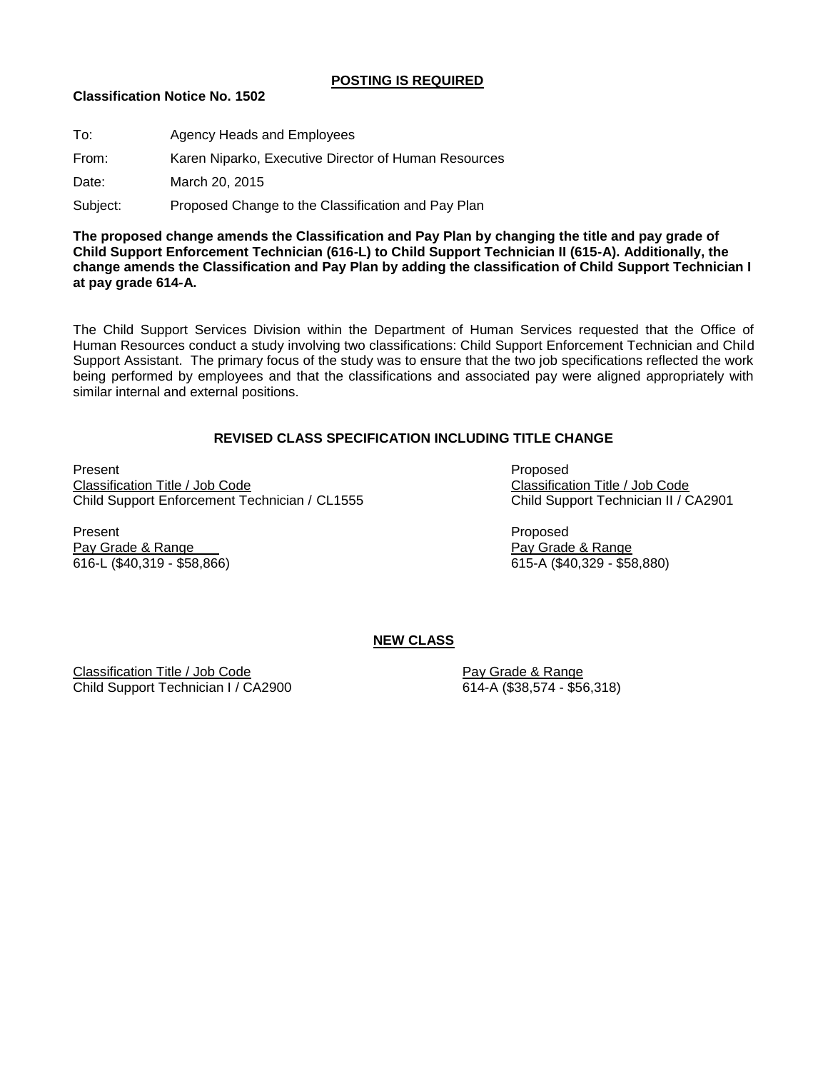**POSTING IS REQUIRED**

**Classification Notice No. 1502**

To: Agency Heads and Employees

From: Karen Niparko, Executive Director of Human Resources

Date: March 20, 2015

Subject: Proposed Change to the Classification and Pay Plan

**The proposed change amends the Classification and Pay Plan by changing the title and pay grade of Child Support Enforcement Technician (616-L) to Child Support Technician II (615-A). Additionally, the change amends the Classification and Pay Plan by adding the classification of Child Support Technician I at pay grade 614-A.**

The Child Support Services Division within the Department of Human Services requested that the Office of Human Resources conduct a study involving two classifications: Child Support Enforcement Technician and Child Support Assistant. The primary focus of the study was to ensure that the two job specifications reflected the work being performed by employees and that the classifications and associated pay were aligned appropriately with similar internal and external positions.

## REVISED CLASS SPECIFICATION INCLUDING TITLE CHANGE

| Present | Proposed |
|---|---|
| Classification Title / Job Code | Classification Title / Job Code |
| Child Support Enforcement Technician / CL1555 | Child Support Technician II / CA2901 |
| | |
| Present | Proposed |
| Pay Grade & Range | Pay Grade & Range |
| 616-L ($40,319 - $58,866) | 615-A ($40,329 - $58,880) |

## NEW CLASS

| Classification Title / Job Code | Pay Grade & Range |
|---|---|
| Child Support Technician I / CA2900 | 614-A ($38,574 - $56,318) |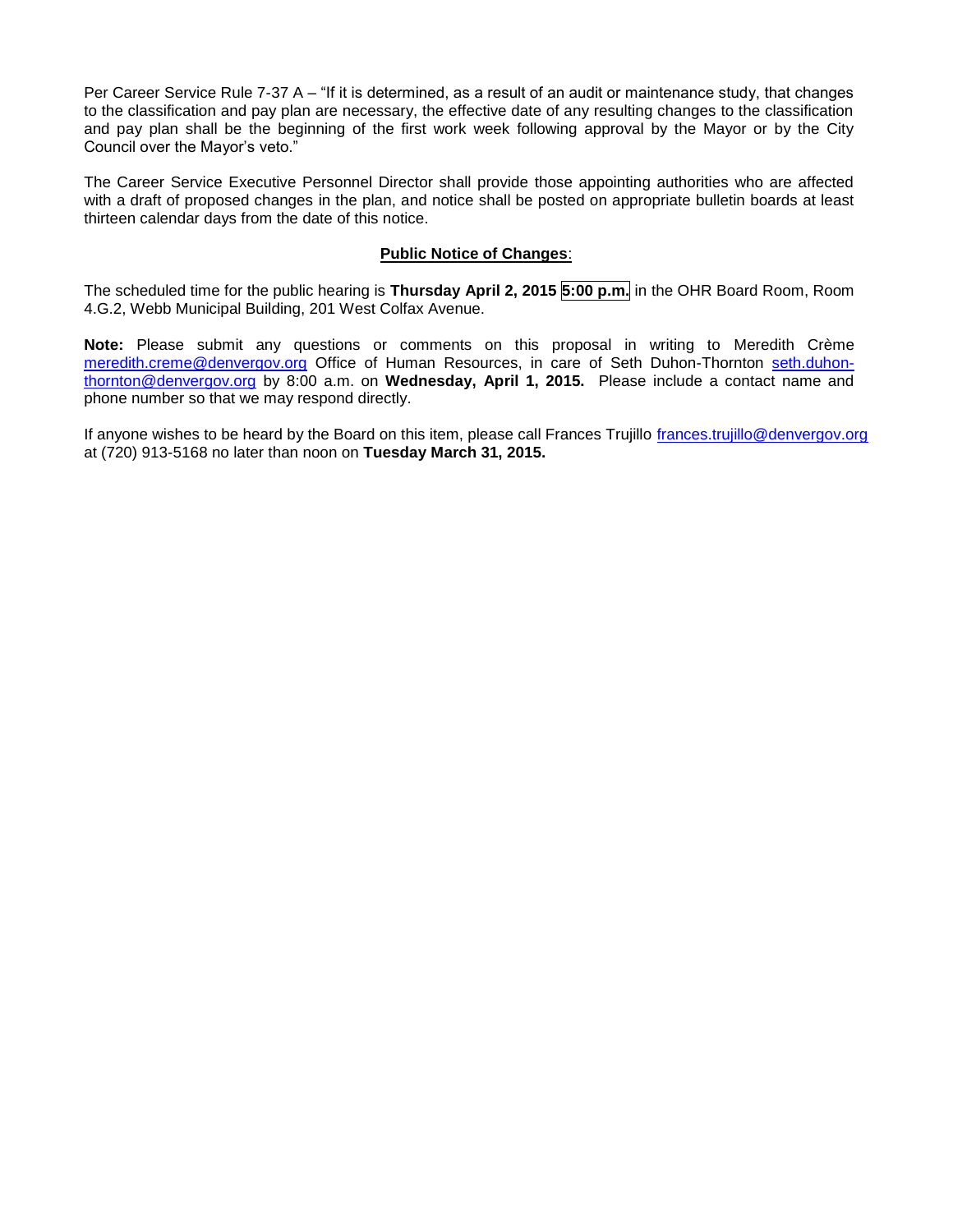Per Career Service Rule 7-37 A – "If it is determined, as a result of an audit or maintenance study, that changes to the classification and pay plan are necessary, the effective date of any resulting changes to the classification and pay plan shall be the beginning of the first work week following approval by the Mayor or by the City Council over the Mayor's veto."

The Career Service Executive Personnel Director shall provide those appointing authorities who are affected with a draft of proposed changes in the plan, and notice shall be posted on appropriate bulletin boards at least thirteen calendar days from the date of this notice.

**Public Notice of Changes**:

The scheduled time for the public hearing is **Thursday April 2, 2015 5:00 p.m.** in the OHR Board Room, Room 4.G.2, Webb Municipal Building, 201 West Colfax Avenue.

**Note:** Please submit any questions or comments on this proposal in writing to Meredith Crème meredith.creme@denvergov.org Office of Human Resources, in care of Seth Duhon-Thornton seth.duhon-thornton@denvergov.org by 8:00 a.m. on **Wednesday, April 1, 2015.** Please include a contact name and phone number so that we may respond directly.

If anyone wishes to be heard by the Board on this item, please call Frances Trujillo frances.trujillo@denvergov.org at (720) 913-5168 no later than noon on **Tuesday March 31, 2015.**